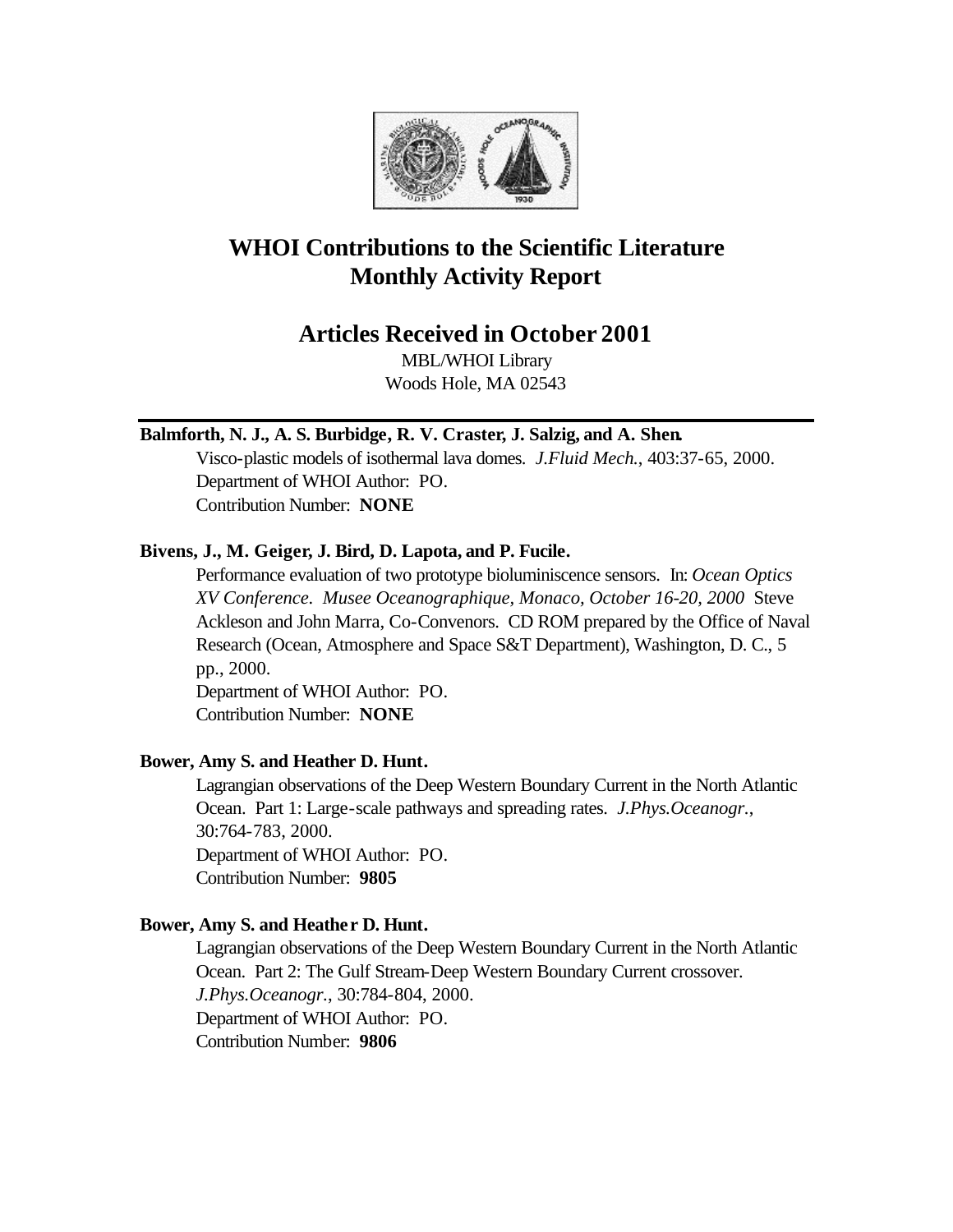# WHOI Contributions to the Scientific Literature
# Monthly Activity Report

## Articles Received in October 2001

MBL/WHOI Library
Woods Hole, MA 02543

---

**Balmforth, N. J., A. S. Burbidge, R. V. Craster, J. Salzig, and A. Shen.**
Visco-plastic models of isothermal lava domes. *J.Fluid Mech.*, 403:37-65, 2000.
Department of WHOI Author: PO.
Contribution Number: **NONE**

**Bivens, J., M. Geiger, J. Bird, D. Lapota, and P. Fucile.**
Performance evaluation of two prototype bioluminiscence sensors. In: *Ocean Optics XV Conference. Musee Oceanographique, Monaco, October 16-20, 2000* Steve Ackleson and John Marra, Co-Convenors. CD ROM prepared by the Office of Naval Research (Ocean, Atmosphere and Space S&T Department), Washington, D. C., 5 pp., 2000.
Department of WHOI Author: PO.
Contribution Number: **NONE**

**Bower, Amy S. and Heather D. Hunt.**
Lagrangian observations of the Deep Western Boundary Current in the North Atlantic Ocean. Part 1: Large-scale pathways and spreading rates. *J.Phys.Oceanogr.*, 30:764-783, 2000.
Department of WHOI Author: PO.
Contribution Number: **9805**

**Bower, Amy S. and Heather D. Hunt.**
Lagrangian observations of the Deep Western Boundary Current in the North Atlantic Ocean. Part 2: The Gulf Stream-Deep Western Boundary Current crossover. *J.Phys.Oceanogr.*, 30:784-804, 2000.
Department of WHOI Author: PO.
Contribution Number: **9806**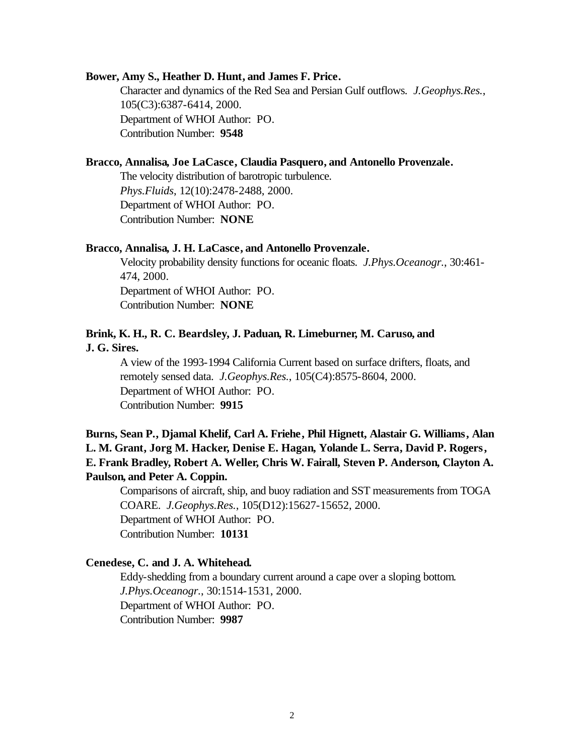**Bower, Amy S., Heather D. Hunt, and James F. Price.**

Character and dynamics of the Red Sea and Persian Gulf outflows. *J.Geophys.Res.*, 105(C3):6387-6414, 2000.
Department of WHOI Author: PO.
Contribution Number: **9548**

**Bracco, Annalisa, Joe LaCasce, Claudia Pasquero, and Antonello Provenzale.**

The velocity distribution of barotropic turbulence. *Phys.Fluids*, 12(10):2478-2488, 2000.
Department of WHOI Author: PO.
Contribution Number: **NONE**

**Bracco, Annalisa, J. H. LaCasce, and Antonello Provenzale.**

Velocity probability density functions for oceanic floats. *J.Phys.Oceanogr.*, 30:461-474, 2000.
Department of WHOI Author: PO.
Contribution Number: **NONE**

**Brink, K. H., R. C. Beardsley, J. Paduan, R. Limeburner, M. Caruso, and J. G. Sires.**

A view of the 1993-1994 California Current based on surface drifters, floats, and remotely sensed data. *J.Geophys.Res.*, 105(C4):8575-8604, 2000.
Department of WHOI Author: PO.
Contribution Number: **9915**

**Burns, Sean P., Djamal Khelif, Carl A. Friehe, Phil Hignett, Alastair G. Williams, Alan L. M. Grant, Jorg M. Hacker, Denise E. Hagan, Yolande L. Serra, David P. Rogers, E. Frank Bradley, Robert A. Weller, Chris W. Fairall, Steven P. Anderson, Clayton A. Paulson, and Peter A. Coppin.**

Comparisons of aircraft, ship, and buoy radiation and SST measurements from TOGA COARE. *J.Geophys.Res.*, 105(D12):15627-15652, 2000.
Department of WHOI Author: PO.
Contribution Number: **10131**

**Cenedese, C. and J. A. Whitehead.**

Eddy-shedding from a boundary current around a cape over a sloping bottom. *J.Phys.Oceanogr.*, 30:1514-1531, 2000.
Department of WHOI Author: PO.
Contribution Number: **9987**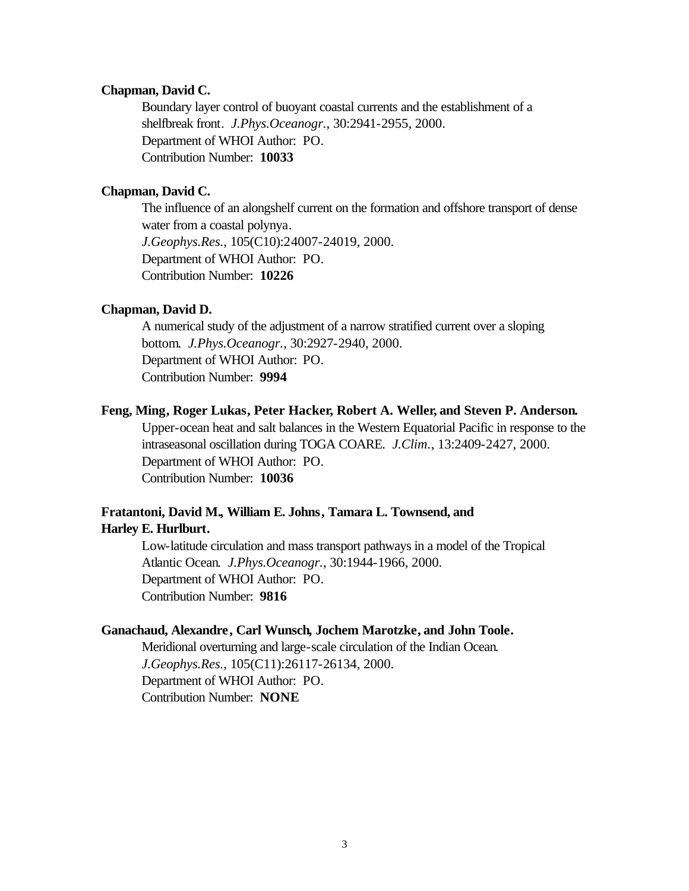**Chapman, David C.**

Boundary layer control of buoyant coastal currents and the establishment of a shelfbreak front. *J.Phys.Oceanogr.*, 30:2941-2955, 2000.
Department of WHOI Author: PO.
Contribution Number: **10033**

**Chapman, David C.**

The influence of an alongshelf current on the formation and offshore transport of dense water from a coastal polynya.
*J.Geophys.Res.*, 105(C10):24007-24019, 2000.
Department of WHOI Author: PO.
Contribution Number: **10226**

**Chapman, David D.**

A numerical study of the adjustment of a narrow stratified current over a sloping bottom. *J.Phys.Oceanogr.*, 30:2927-2940, 2000.
Department of WHOI Author: PO.
Contribution Number: **9994**

**Feng, Ming, Roger Lukas, Peter Hacker, Robert A. Weller, and Steven P. Anderson.**

Upper-ocean heat and salt balances in the Western Equatorial Pacific in response to the intraseasonal oscillation during TOGA COARE. *J.Clim.*, 13:2409-2427, 2000.
Department of WHOI Author: PO.
Contribution Number: **10036**

**Fratantoni, David M., William E. Johns, Tamara L. Townsend, and Harley E. Hurlburt.**

Low-latitude circulation and mass transport pathways in a model of the Tropical Atlantic Ocean. *J.Phys.Oceanogr.*, 30:1944-1966, 2000.
Department of WHOI Author: PO.
Contribution Number: **9816**

**Ganachaud, Alexandre, Carl Wunsch, Jochem Marotzke, and John Toole.**

Meridional overturning and large-scale circulation of the Indian Ocean.
*J.Geophys.Res.*, 105(C11):26117-26134, 2000.
Department of WHOI Author: PO.
Contribution Number: **NONE**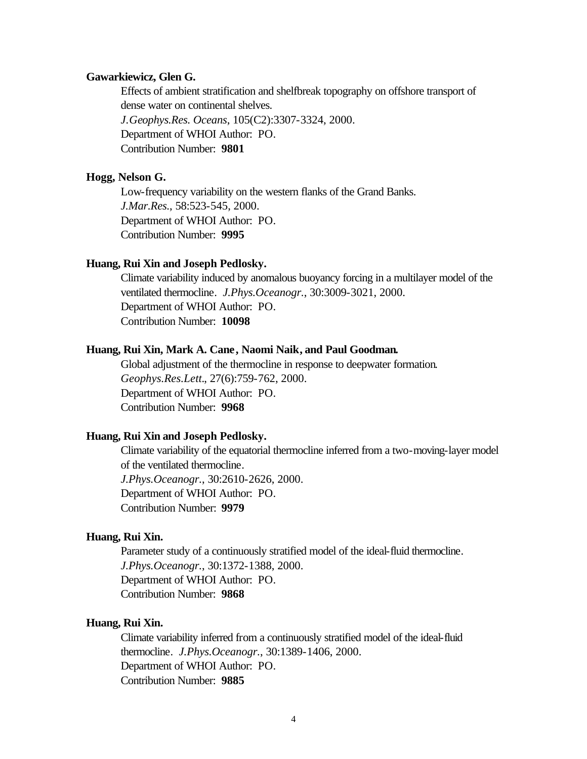**Gawarkiewicz, Glen G.**

Effects of ambient stratification and shelfbreak topography on offshore transport of dense water on continental shelves.
*J.Geophys.Res. Oceans*, 105(C2):3307-3324, 2000.
Department of WHOI Author: PO.
Contribution Number: **9801**

**Hogg, Nelson G.**

Low-frequency variability on the western flanks of the Grand Banks.
*J.Mar.Res.*, 58:523-545, 2000.
Department of WHOI Author: PO.
Contribution Number: **9995**

**Huang, Rui Xin and Joseph Pedlosky.**

Climate variability induced by anomalous buoyancy forcing in a multilayer model of the ventilated thermocline. *J.Phys.Oceanogr.*, 30:3009-3021, 2000.
Department of WHOI Author: PO.
Contribution Number: **10098**

**Huang, Rui Xin, Mark A. Cane, Naomi Naik, and Paul Goodman.**

Global adjustment of the thermocline in response to deepwater formation.
*Geophys.Res.Lett.*, 27(6):759-762, 2000.
Department of WHOI Author: PO.
Contribution Number: **9968**

**Huang, Rui Xin and Joseph Pedlosky.**

Climate variability of the equatorial thermocline inferred from a two-moving-layer model of the ventilated thermocline.
*J.Phys.Oceanogr.*, 30:2610-2626, 2000.
Department of WHOI Author: PO.
Contribution Number: **9979**

**Huang, Rui Xin.**

Parameter study of a continuously stratified model of the ideal-fluid thermocline.
*J.Phys.Oceanogr.*, 30:1372-1388, 2000.
Department of WHOI Author: PO.
Contribution Number: **9868**

**Huang, Rui Xin.**

Climate variability inferred from a continuously stratified model of the ideal-fluid thermocline. *J.Phys.Oceanogr.*, 30:1389-1406, 2000.
Department of WHOI Author: PO.
Contribution Number: **9885**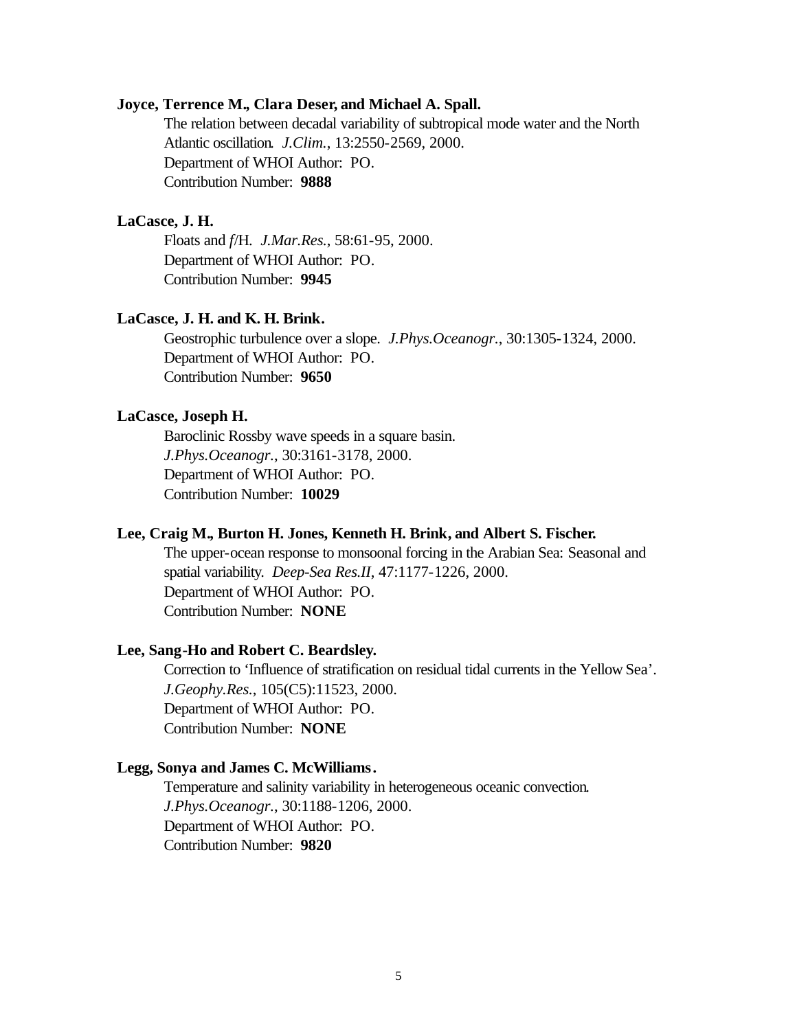**Joyce, Terrence M., Clara Deser, and Michael A. Spall.**

The relation between decadal variability of subtropical mode water and the North Atlantic oscillation. *J.Clim.*, 13:2550-2569, 2000.
Department of WHOI Author: PO.
Contribution Number: **9888**

**LaCasce, J. H.**

Floats and *f*/H. *J.Mar.Res.*, 58:61-95, 2000.
Department of WHOI Author: PO.
Contribution Number: **9945**

**LaCasce, J. H. and K. H. Brink.**

Geostrophic turbulence over a slope. *J.Phys.Oceanogr.*, 30:1305-1324, 2000.
Department of WHOI Author: PO.
Contribution Number: **9650**

**LaCasce, Joseph H.**

Baroclinic Rossby wave speeds in a square basin. *J.Phys.Oceanogr.*, 30:3161-3178, 2000.
Department of WHOI Author: PO.
Contribution Number: **10029**

**Lee, Craig M., Burton H. Jones, Kenneth H. Brink, and Albert S. Fischer.**

The upper-ocean response to monsoonal forcing in the Arabian Sea: Seasonal and spatial variability. *Deep-Sea Res.II*, 47:1177-1226, 2000.
Department of WHOI Author: PO.
Contribution Number: **NONE**

**Lee, Sang-Ho and Robert C. Beardsley.**

Correction to 'Influence of stratification on residual tidal currents in the Yellow Sea'. *J.Geophy.Res.*, 105(C5):11523, 2000.
Department of WHOI Author: PO.
Contribution Number: **NONE**

**Legg, Sonya and James C. McWilliams.**

Temperature and salinity variability in heterogeneous oceanic convection. *J.Phys.Oceanogr.*, 30:1188-1206, 2000.
Department of WHOI Author: PO.
Contribution Number: **9820**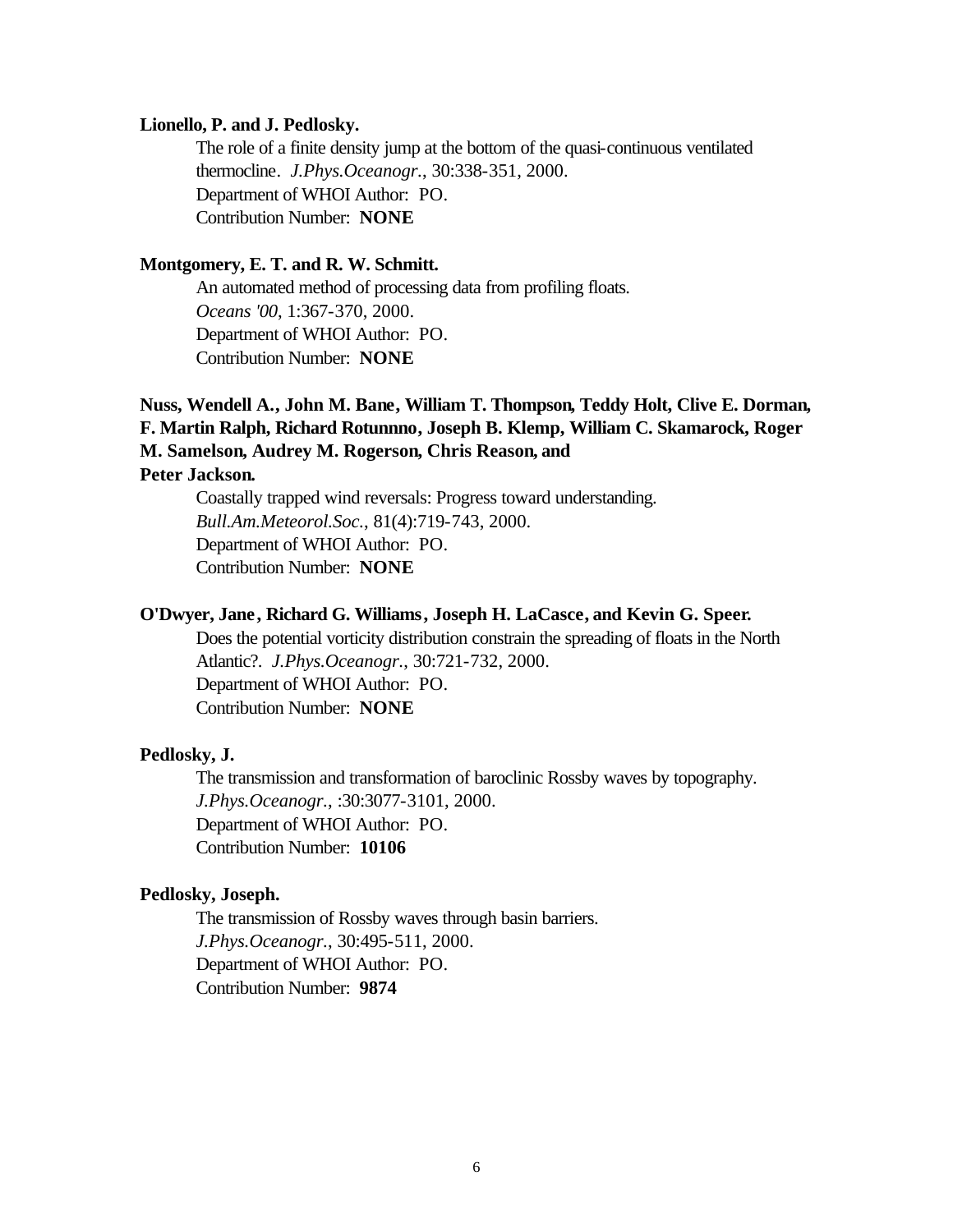**Lionello, P. and J. Pedlosky.**

The role of a finite density jump at the bottom of the quasi-continuous ventilated thermocline. *J.Phys.Oceanogr.*, 30:338-351, 2000.
Department of WHOI Author: PO.
Contribution Number: **NONE**

**Montgomery, E. T. and R. W. Schmitt.**

An automated method of processing data from profiling floats. *Oceans '00*, 1:367-370, 2000.
Department of WHOI Author: PO.
Contribution Number: **NONE**

**Nuss, Wendell A., John M. Bane, William T. Thompson, Teddy Holt, Clive E. Dorman, F. Martin Ralph, Richard Rotunnno, Joseph B. Klemp, William C. Skamarock, Roger M. Samelson, Audrey M. Rogerson, Chris Reason, and Peter Jackson.**

Coastally trapped wind reversals: Progress toward understanding. *Bull.Am.Meteorol.Soc.*, 81(4):719-743, 2000.
Department of WHOI Author: PO.
Contribution Number: **NONE**

**O'Dwyer, Jane, Richard G. Williams, Joseph H. LaCasce, and Kevin G. Speer.**

Does the potential vorticity distribution constrain the spreading of floats in the North Atlantic?. *J.Phys.Oceanogr.*, 30:721-732, 2000.
Department of WHOI Author: PO.
Contribution Number: **NONE**

**Pedlosky, J.**

The transmission and transformation of baroclinic Rossby waves by topography. *J.Phys.Oceanogr.*, :30:3077-3101, 2000.
Department of WHOI Author: PO.
Contribution Number: **10106**

**Pedlosky, Joseph.**

The transmission of Rossby waves through basin barriers. *J.Phys.Oceanogr.*, 30:495-511, 2000.
Department of WHOI Author: PO.
Contribution Number: **9874**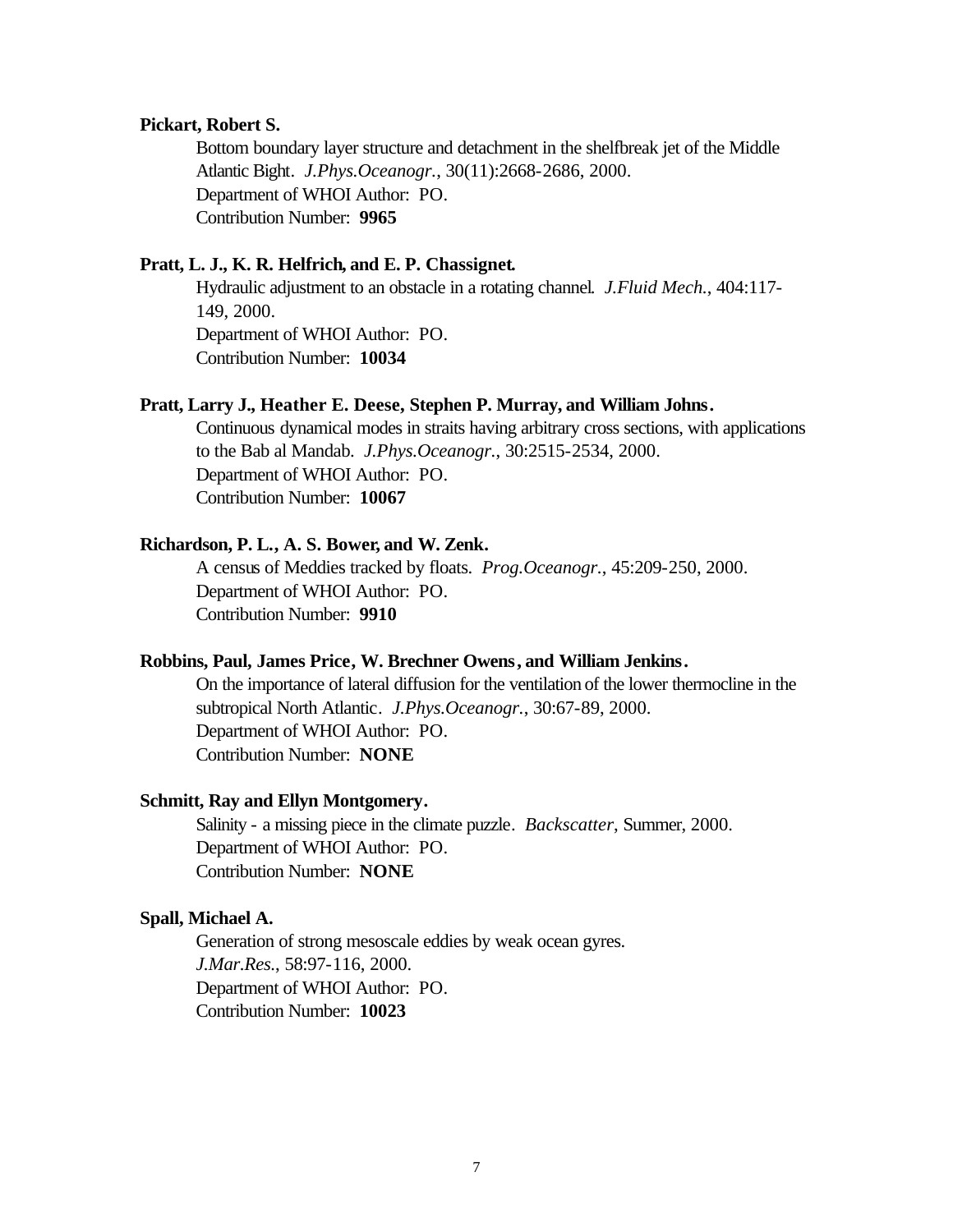**Pickart, Robert S.**

Bottom boundary layer structure and detachment in the shelfbreak jet of the Middle Atlantic Bight. *J.Phys.Oceanogr.*, 30(11):2668-2686, 2000.
Department of WHOI Author: PO.
Contribution Number: **9965**

**Pratt, L. J., K. R. Helfrich, and E. P. Chassignet.**

Hydraulic adjustment to an obstacle in a rotating channel. *J.Fluid Mech.*, 404:117-149, 2000.
Department of WHOI Author: PO.
Contribution Number: **10034**

**Pratt, Larry J., Heather E. Deese, Stephen P. Murray, and William Johns.**

Continuous dynamical modes in straits having arbitrary cross sections, with applications to the Bab al Mandab. *J.Phys.Oceanogr.*, 30:2515-2534, 2000.
Department of WHOI Author: PO.
Contribution Number: **10067**

**Richardson, P. L., A. S. Bower, and W. Zenk.**

A census of Meddies tracked by floats. *Prog.Oceanogr.*, 45:209-250, 2000.
Department of WHOI Author: PO.
Contribution Number: **9910**

**Robbins, Paul, James Price, W. Brechner Owens, and William Jenkins.**

On the importance of lateral diffusion for the ventilation of the lower thermocline in the subtropical North Atlantic. *J.Phys.Oceanogr.*, 30:67-89, 2000.
Department of WHOI Author: PO.
Contribution Number: **NONE**

**Schmitt, Ray and Ellyn Montgomery.**

Salinity - a missing piece in the climate puzzle. *Backscatter*, Summer, 2000.
Department of WHOI Author: PO.
Contribution Number: **NONE**

**Spall, Michael A.**

Generation of strong mesoscale eddies by weak ocean gyres.
*J.Mar.Res.*, 58:97-116, 2000.
Department of WHOI Author: PO.
Contribution Number: **10023**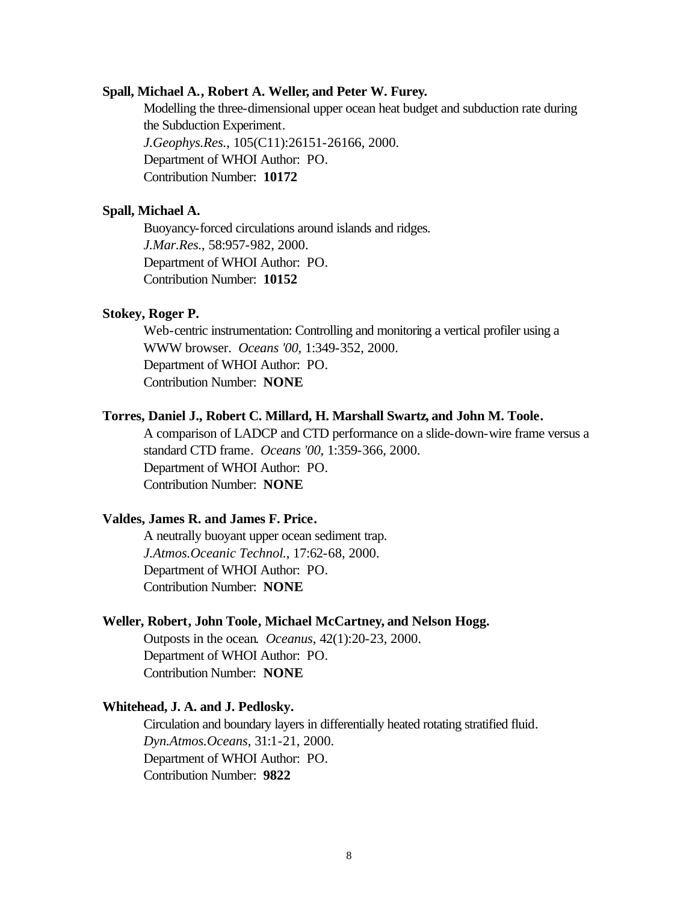**Spall, Michael A., Robert A. Weller, and Peter W. Furey.**

Modelling the three-dimensional upper ocean heat budget and subduction rate during the Subduction Experiment.
*J.Geophys.Res.*, 105(C11):26151-26166, 2000.
Department of WHOI Author: PO.
Contribution Number: **10172**

**Spall, Michael A.**

Buoyancy-forced circulations around islands and ridges.
*J.Mar.Res.*, 58:957-982, 2000.
Department of WHOI Author: PO.
Contribution Number: **10152**

**Stokey, Roger P.**

Web-centric instrumentation: Controlling and monitoring a vertical profiler using a WWW browser. *Oceans '00*, 1:349-352, 2000.
Department of WHOI Author: PO.
Contribution Number: **NONE**

**Torres, Daniel J., Robert C. Millard, H. Marshall Swartz, and John M. Toole.**

A comparison of LADCP and CTD performance on a slide-down-wire frame versus a standard CTD frame. *Oceans '00*, 1:359-366, 2000.
Department of WHOI Author: PO.
Contribution Number: **NONE**

**Valdes, James R. and James F. Price.**

A neutrally buoyant upper ocean sediment trap.
*J.Atmos.Oceanic Technol.*, 17:62-68, 2000.
Department of WHOI Author: PO.
Contribution Number: **NONE**

**Weller, Robert, John Toole, Michael McCartney, and Nelson Hogg.**

Outposts in the ocean. *Oceanus*, 42(1):20-23, 2000.
Department of WHOI Author: PO.
Contribution Number: **NONE**

**Whitehead, J. A. and J. Pedlosky.**

Circulation and boundary layers in differentially heated rotating stratified fluid.
*Dyn.Atmos.Oceans*, 31:1-21, 2000.
Department of WHOI Author: PO.
Contribution Number: **9822**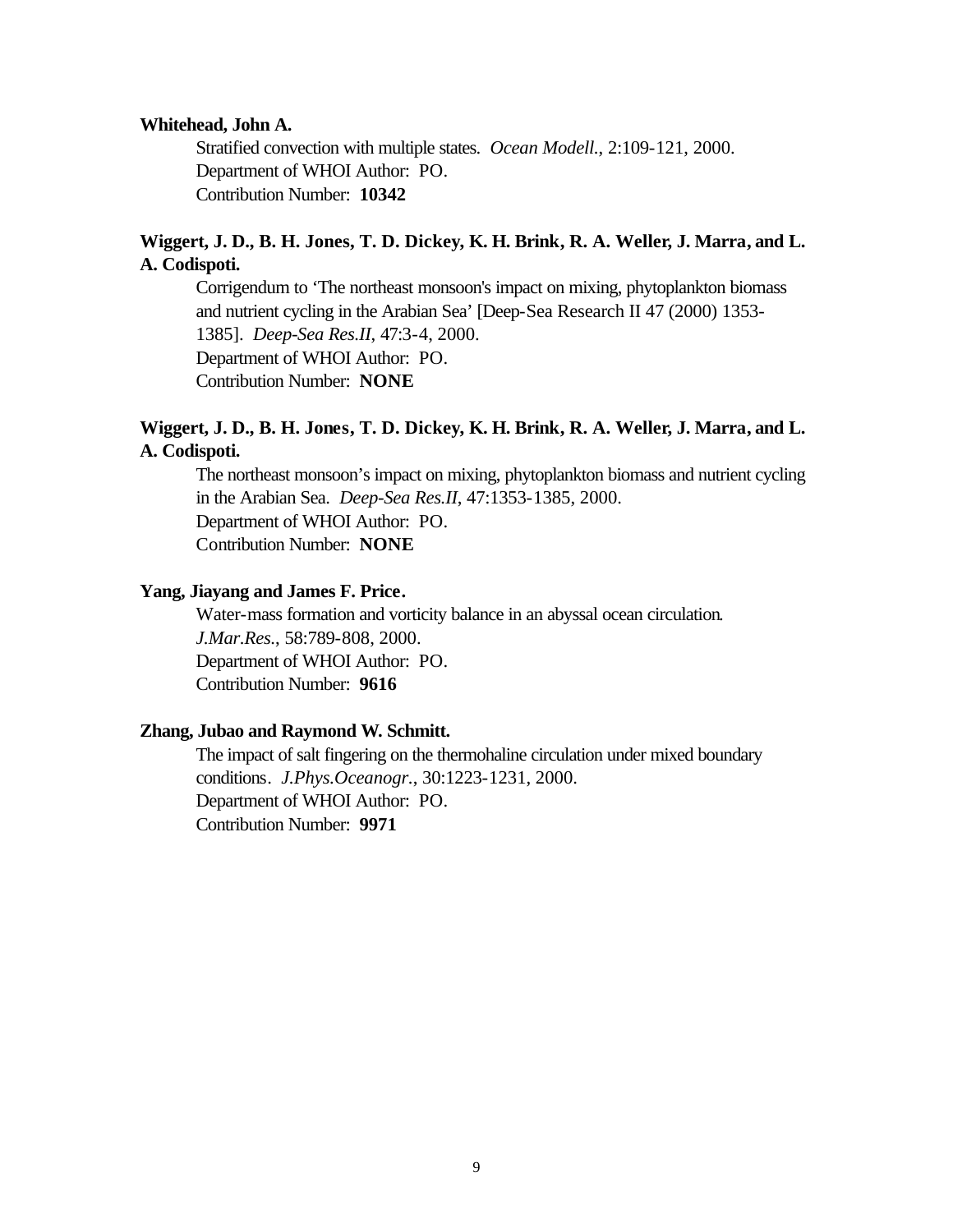**Whitehead, John A.**

Stratified convection with multiple states. *Ocean Modell.*, 2:109-121, 2000.
Department of WHOI Author: PO.
Contribution Number: **10342**

**Wiggert, J. D., B. H. Jones, T. D. Dickey, K. H. Brink, R. A. Weller, J. Marra, and L. A. Codispoti.**

Corrigendum to 'The northeast monsoon's impact on mixing, phytoplankton biomass and nutrient cycling in the Arabian Sea' [Deep-Sea Research II 47 (2000) 1353-1385]. *Deep-Sea Res.II*, 47:3-4, 2000.
Department of WHOI Author: PO.
Contribution Number: **NONE**

**Wiggert, J. D., B. H. Jones, T. D. Dickey, K. H. Brink, R. A. Weller, J. Marra, and L. A. Codispoti.**

The northeast monsoon's impact on mixing, phytoplankton biomass and nutrient cycling in the Arabian Sea. *Deep-Sea Res.II*, 47:1353-1385, 2000.
Department of WHOI Author: PO.
Contribution Number: **NONE**

**Yang, Jiayang and James F. Price.**

Water-mass formation and vorticity balance in an abyssal ocean circulation. *J.Mar.Res.*, 58:789-808, 2000.
Department of WHOI Author: PO.
Contribution Number: **9616**

**Zhang, Jubao and Raymond W. Schmitt.**

The impact of salt fingering on the thermohaline circulation under mixed boundary conditions. *J.Phys.Oceanogr.*, 30:1223-1231, 2000.
Department of WHOI Author: PO.
Contribution Number: **9971**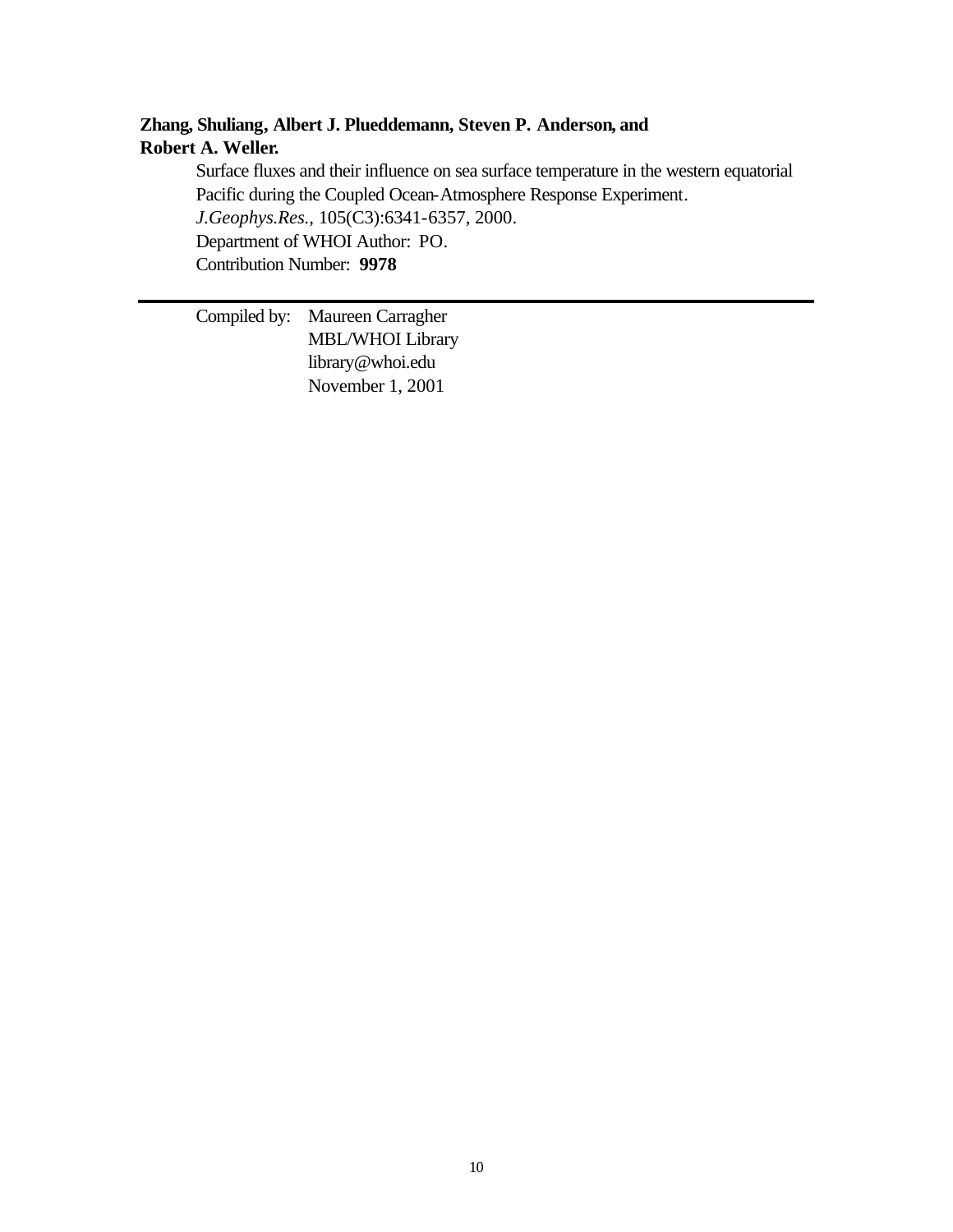**Zhang, Shuliang, Albert J. Plueddemann, Steven P. Anderson, and Robert A. Weller.**

Surface fluxes and their influence on sea surface temperature in the western equatorial Pacific during the Coupled Ocean-Atmosphere Response Experiment.
*J.Geophys.Res.*, 105(C3):6341-6357, 2000.
Department of WHOI Author: PO.
Contribution Number: **9978**

---

Compiled by: Maureen Carragher
MBL/WHOI Library
library@whoi.edu
November 1, 2001